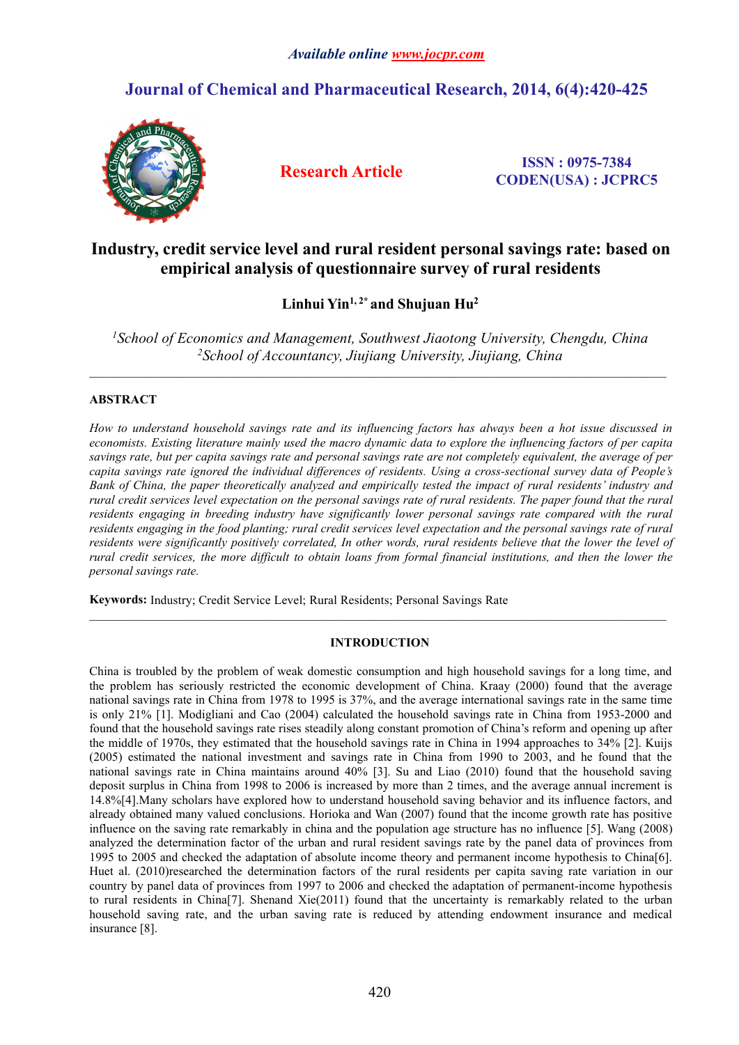*Available online www.jocpr.com*

# Journal of Chemical and Pharmaceutical Research, 2014, 6(4):420-425

**Research Article**

**ISSN : 0975-7384**
**CODEN(USA) : JCPRC5**

# Industry, credit service level and rural resident personal savings rate: based on empirical analysis of questionnaire survey of rural residents

**Linhui Yin[1, 2*] and Shujuan Hu[2]**

*[1]School of Economics and Management, Southwest Jiaotong University, Chengdu, China*
*[2]School of Accountancy, Jiujiang University, Jiujiang, China*

---

## ABSTRACT

*How to understand household savings rate and its influencing factors has always been a hot issue discussed in economists. Existing literature mainly used the macro dynamic data to explore the influencing factors of per capita savings rate, but per capita savings rate and personal savings rate are not completely equivalent, the average of per capita savings rate ignored the individual differences of residents. Using a cross-sectional survey data of People's Bank of China, the paper theoretically analyzed and empirically tested the impact of rural residents' industry and rural credit services level expectation on the personal savings rate of rural residents. The paper found that the rural residents engaging in breeding industry have significantly lower personal savings rate compared with the rural residents engaging in the food planting; rural credit services level expectation and the personal savings rate of rural residents were significantly positively correlated, In other words, rural residents believe that the lower the level of rural credit services, the more difficult to obtain loans from formal financial institutions, and then the lower the personal savings rate.*

**Keywords:** Industry; Credit Service Level; Rural Residents; Personal Savings Rate

---

## INTRODUCTION

China is troubled by the problem of weak domestic consumption and high household savings for a long time, and the problem has seriously restricted the economic development of China. Kraay (2000) found that the average national savings rate in China from 1978 to 1995 is 37%, and the average international savings rate in the same time is only 21% [1]. Modigliani and Cao (2004) calculated the household savings rate in China from 1953-2000 and found that the household savings rate rises steadily along constant promotion of China's reform and opening up after the middle of 1970s, they estimated that the household savings rate in China in 1994 approaches to 34% [2]. Kuijs (2005) estimated the national investment and savings rate in China from 1990 to 2003, and he found that the national savings rate in China maintains around 40% [3]. Su and Liao (2010) found that the household saving deposit surplus in China from 1998 to 2006 is increased by more than 2 times, and the average annual increment is 14.8%[4].Many scholars have explored how to understand household saving behavior and its influence factors, and already obtained many valued conclusions. Horioka and Wan (2007) found that the income growth rate has positive influence on the saving rate remarkably in china and the population age structure has no influence [5]. Wang (2008) analyzed the determination factor of the urban and rural resident savings rate by the panel data of provinces from 1995 to 2005 and checked the adaptation of absolute income theory and permanent income hypothesis to China[6]. Huet al. (2010)researched the determination factors of the rural residents per capita saving rate variation in our country by panel data of provinces from 1997 to 2006 and checked the adaptation of permanent-income hypothesis to rural residents in China[7]. Shenand Xie(2011) found that the uncertainty is remarkably related to the urban household saving rate, and the urban saving rate is reduced by attending endowment insurance and medical insurance [8].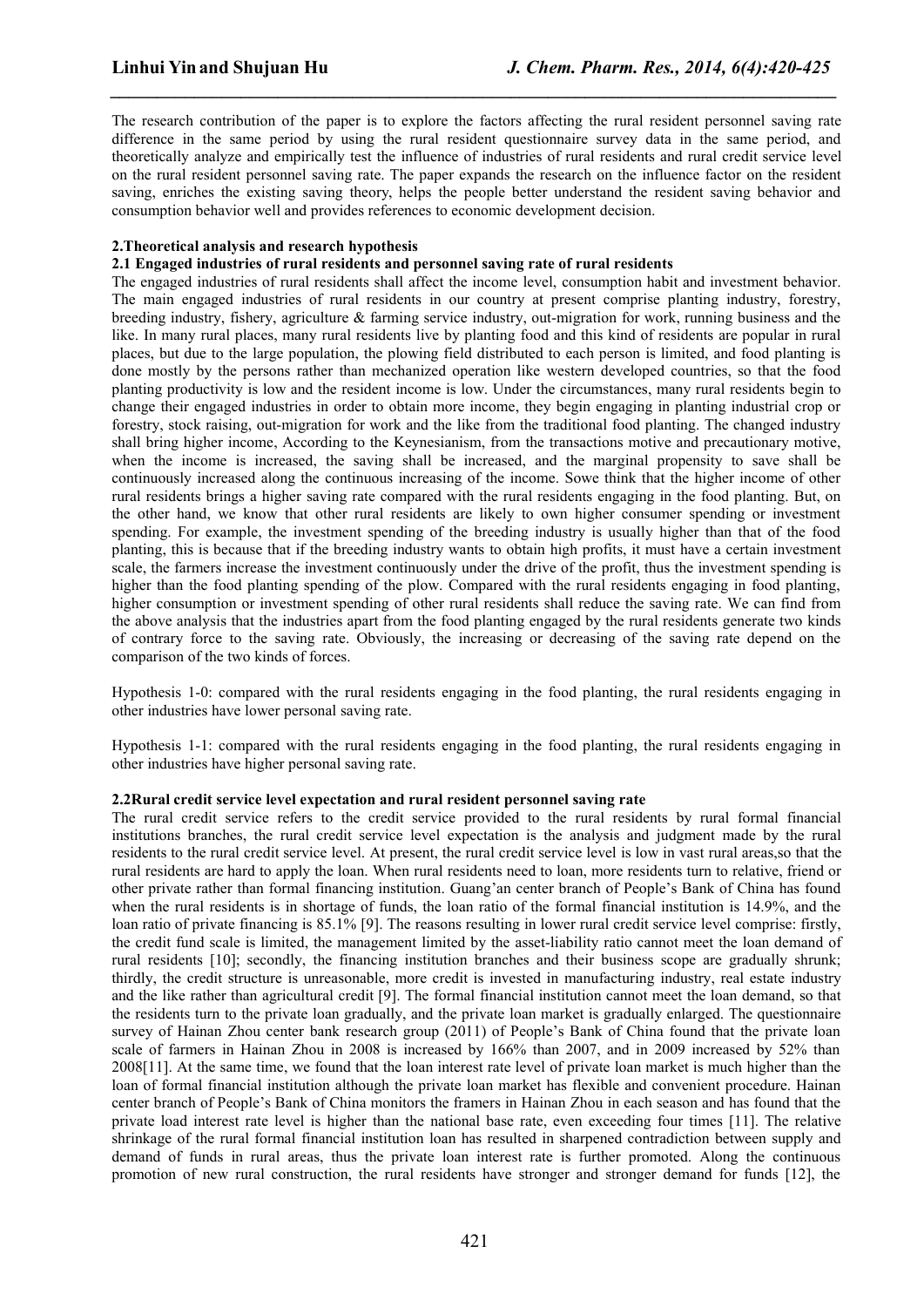The research contribution of the paper is to explore the factors affecting the rural resident personnel saving rate difference in the same period by using the rural resident questionnaire survey data in the same period, and theoretically analyze and empirically test the influence of industries of rural residents and rural credit service level on the rural resident personnel saving rate. The paper expands the research on the influence factor on the resident saving, enriches the existing saving theory, helps the people better understand the resident saving behavior and consumption behavior well and provides references to economic development decision.

## 2.Theoretical analysis and research hypothesis

### 2.1 Engaged industries of rural residents and personnel saving rate of rural residents

The engaged industries of rural residents shall affect the income level, consumption habit and investment behavior. The main engaged industries of rural residents in our country at present comprise planting industry, forestry, breeding industry, fishery, agriculture & farming service industry, out-migration for work, running business and the like. In many rural places, many rural residents live by planting food and this kind of residents are popular in rural places, but due to the large population, the plowing field distributed to each person is limited, and food planting is done mostly by the persons rather than mechanized operation like western developed countries, so that the food planting productivity is low and the resident income is low. Under the circumstances, many rural residents begin to change their engaged industries in order to obtain more income, they begin engaging in planting industrial crop or forestry, stock raising, out-migration for work and the like from the traditional food planting. The changed industry shall bring higher income, According to the Keynesianism, from the transactions motive and precautionary motive, when the income is increased, the saving shall be increased, and the marginal propensity to save shall be continuously increased along the continuous increasing of the income. Sowe think that the higher income of other rural residents brings a higher saving rate compared with the rural residents engaging in the food planting. But, on the other hand, we know that other rural residents are likely to own higher consumer spending or investment spending. For example, the investment spending of the breeding industry is usually higher than that of the food planting, this is because that if the breeding industry wants to obtain high profits, it must have a certain investment scale, the farmers increase the investment continuously under the drive of the profit, thus the investment spending is higher than the food planting spending of the plow. Compared with the rural residents engaging in food planting, higher consumption or investment spending of other rural residents shall reduce the saving rate. We can find from the above analysis that the industries apart from the food planting engaged by the rural residents generate two kinds of contrary force to the saving rate. Obviously, the increasing or decreasing of the saving rate depend on the comparison of the two kinds of forces.

Hypothesis 1-0: compared with the rural residents engaging in the food planting, the rural residents engaging in other industries have lower personal saving rate.

Hypothesis 1-1: compared with the rural residents engaging in the food planting, the rural residents engaging in other industries have higher personal saving rate.

### 2.2Rural credit service level expectation and rural resident personnel saving rate

The rural credit service refers to the credit service provided to the rural residents by rural formal financial institutions branches, the rural credit service level expectation is the analysis and judgment made by the rural residents to the rural credit service level. At present, the rural credit service level is low in vast rural areas,so that the rural residents are hard to apply the loan. When rural residents need to loan, more residents turn to relative, friend or other private rather than formal financing institution. Guang'an center branch of People's Bank of China has found when the rural residents is in shortage of funds, the loan ratio of the formal financial institution is 14.9%, and the loan ratio of private financing is 85.1% [9]. The reasons resulting in lower rural credit service level comprise: firstly, the credit fund scale is limited, the management limited by the asset-liability ratio cannot meet the loan demand of rural residents [10]; secondly, the financing institution branches and their business scope are gradually shrunk; thirdly, the credit structure is unreasonable, more credit is invested in manufacturing industry, real estate industry and the like rather than agricultural credit [9]. The formal financial institution cannot meet the loan demand, so that the residents turn to the private loan gradually, and the private loan market is gradually enlarged. The questionnaire survey of Hainan Zhou center bank research group (2011) of People's Bank of China found that the private loan scale of farmers in Hainan Zhou in 2008 is increased by 166% than 2007, and in 2009 increased by 52% than 2008[11]. At the same time, we found that the loan interest rate level of private loan market is much higher than the loan of formal financial institution although the private loan market has flexible and convenient procedure. Hainan center branch of People's Bank of China monitors the framers in Hainan Zhou in each season and has found that the private load interest rate level is higher than the national base rate, even exceeding four times [11]. The relative shrinkage of the rural formal financial institution loan has resulted in sharpened contradiction between supply and demand of funds in rural areas, thus the private loan interest rate is further promoted. Along the continuous promotion of new rural construction, the rural residents have stronger and stronger demand for funds [12], the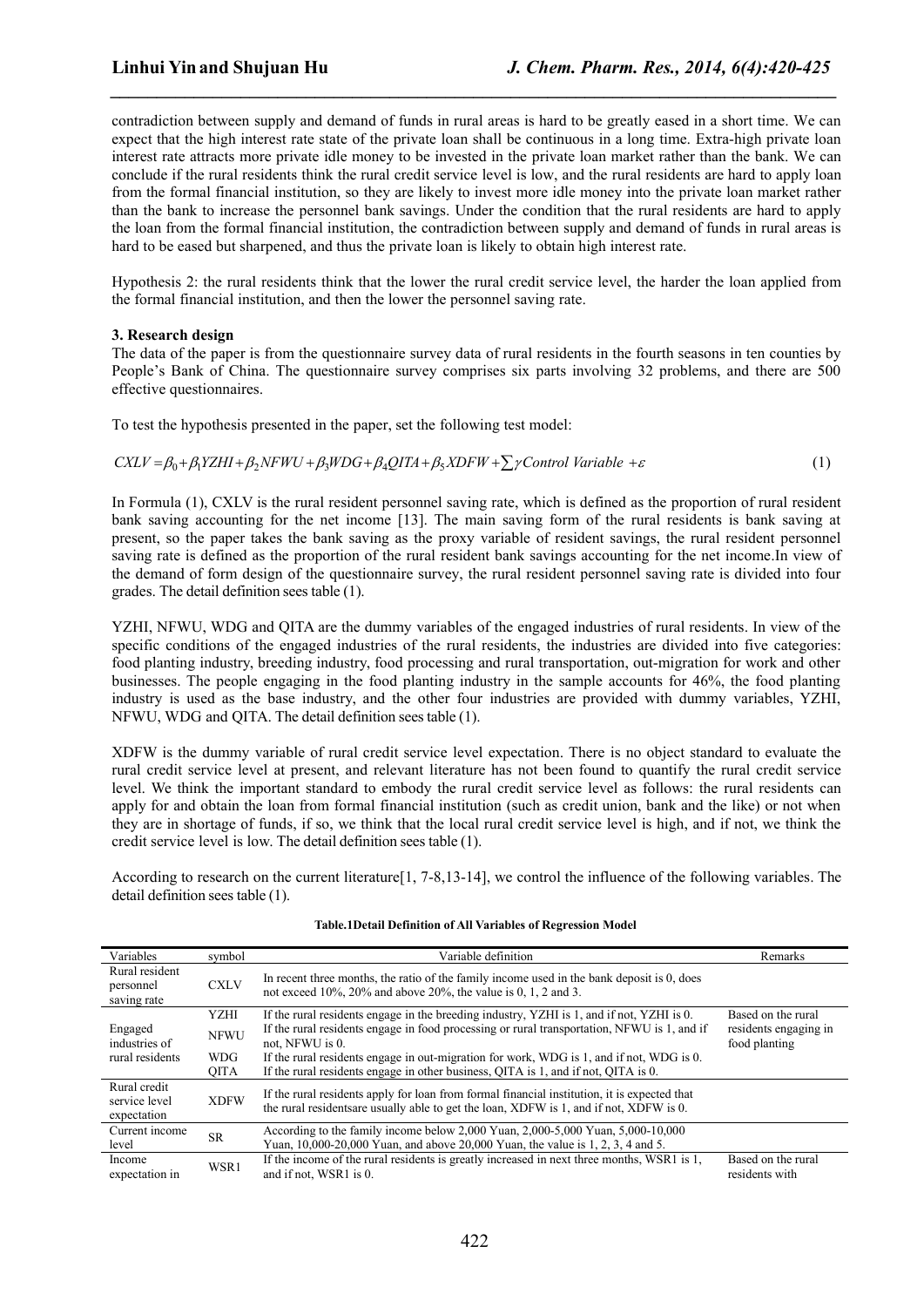contradiction between supply and demand of funds in rural areas is hard to be greatly eased in a short time. We can expect that the high interest rate state of the private loan shall be continuous in a long time. Extra-high private loan interest rate attracts more private idle money to be invested in the private loan market rather than the bank. We can conclude if the rural residents think the rural credit service level is low, and the rural residents are hard to apply loan from the formal financial institution, so they are likely to invest more idle money into the private loan market rather than the bank to increase the personnel bank savings. Under the condition that the rural residents are hard to apply the loan from the formal financial institution, the contradiction between supply and demand of funds in rural areas is hard to be eased but sharpened, and thus the private loan is likely to obtain high interest rate.

Hypothesis 2: the rural residents think that the lower the rural credit service level, the harder the loan applied from the formal financial institution, and then the lower the personnel saving rate.

**3. Research design**

The data of the paper is from the questionnaire survey data of rural residents in the fourth seasons in ten counties by People's Bank of China. The questionnaire survey comprises six parts involving 32 problems, and there are 500 effective questionnaires.

To test the hypothesis presented in the paper, set the following test model:

$$CXLV = \beta_0 + \beta_1 YZHI + \beta_2 NFWU + \beta_3 WDG + \beta_4 QITA + \beta_5 XDFW + \sum \gamma \, Control\ Variable + \varepsilon \quad (1)$$

In Formula (1), CXLV is the rural resident personnel saving rate, which is defined as the proportion of rural resident bank saving accounting for the net income [13]. The main saving form of the rural residents is bank saving at present, so the paper takes the bank saving as the proxy variable of resident savings, the rural resident personnel saving rate is defined as the proportion of the rural resident bank savings accounting for the net income.In view of the demand of form design of the questionnaire survey, the rural resident personnel saving rate is divided into four grades. The detail definition sees table (1).

YZHI, NFWU, WDG and QITA are the dummy variables of the engaged industries of rural residents. In view of the specific conditions of the engaged industries of the rural residents, the industries are divided into five categories: food planting industry, breeding industry, food processing and rural transportation, out-migration for work and other businesses. The people engaging in the food planting industry in the sample accounts for 46%, the food planting industry is used as the base industry, and the other four industries are provided with dummy variables, YZHI, NFWU, WDG and QITA. The detail definition sees table (1).

XDFW is the dummy variable of rural credit service level expectation. There is no object standard to evaluate the rural credit service level at present, and relevant literature has not been found to quantify the rural credit service level. We think the important standard to embody the rural credit service level as follows: the rural residents can apply for and obtain the loan from formal financial institution (such as credit union, bank and the like) or not when they are in shortage of funds, if so, we think that the local rural credit service level is high, and if not, we think the credit service level is low. The detail definition sees table (1).

According to research on the current literature[1, 7-8,13-14], we control the influence of the following variables. The detail definition sees table (1).

**Table.1Detail Definition of All Variables of Regression Model**

| Variables | symbol | Variable definition | Remarks |
|---|---|---|---|
| Rural resident personnel saving rate | CXLV | In recent three months, the ratio of the family income used in the bank deposit is 0, does not exceed 10%, 20% and above 20%, the value is 0, 1, 2 and 3. | |
| Engaged industries of rural residents | YZHI | If the rural residents engage in the breeding industry, YZHI is 1, and if not, YZHI is 0. | Based on the rural residents engaging in food planting |
| | NFWU | If the rural residents engage in food processing or rural transportation, NFWU is 1, and if not, NFWU is 0. | |
| | WDG | If the rural residents engage in out-migration for work, WDG is 1, and if not, WDG is 0. | |
| | QITA | If the rural residents engage in other business, QITA is 1, and if not, QITA is 0. | |
| Rural credit service level expectation | XDFW | If the rural residents apply for loan from formal financial institution, it is expected that the rural residentsare usually able to get the loan, XDFW is 1, and if not, XDFW is 0. | |
| Current income level | SR | According to the family income below 2,000 Yuan, 2,000-5,000 Yuan, 5,000-10,000 Yuan, 10,000-20,000 Yuan, and above 20,000 Yuan, the value is 1, 2, 3, 4 and 5. | |
| Income expectation in | WSR1 | If the income of the rural residents is greatly increased in next three months, WSR1 is 1, and if not, WSR1 is 0. | Based on the rural residents with |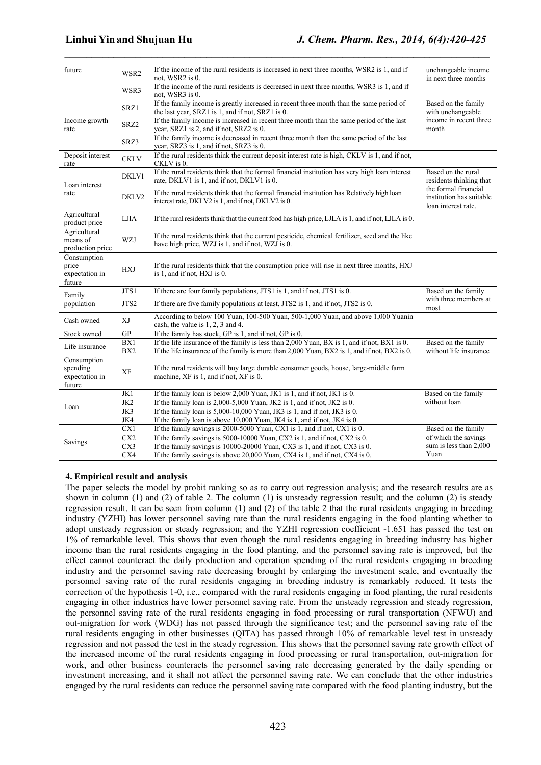| future | WSR2 | If the income of the rural residents is increased in next three months, WSR2 is 1, and if not, WSR2 is 0. | unchangeable income in next three months |
|---|---|---|---|
| | WSR3 | If the income of the rural residents is decreased in next three months, WSR3 is 1, and if not, WSR3 is 0. | |
| Income growth rate | SRZ1 | If the family income is greatly increased in recent three month than the same period of the last year, SRZ1 is 1, and if not, SRZ1 is 0. | Based on the family with unchangeable income in recent three month |
| | SRZ2 | If the family income is increased in recent three month than the same period of the last year, SRZ1 is 2, and if not, SRZ2 is 0. | |
| | SRZ3 | If the family income is decreased in recent three month than the same period of the last year, SRZ3 is 1, and if not, SRZ3 is 0. | |
| Deposit interest rate | CKLV | If the rural residents think the current deposit interest rate is high, CKLV is 1, and if not, CKLV is 0. | |
| Loan interest rate | DKLV1 | If the rural residents think that the formal financial institution has very high loan interest rate, DKLV1 is 1, and if not, DKLV1 is 0. | Based on the rural residents thinking that the formal financial institution has suitable loan interest rate. |
| | DKLV2 | If the rural residents think that the formal financial institution has Relatively high loan interest rate, DKLV2 is 1, and if not, DKLV2 is 0. | |
| Agricultural product price | LJIA | If the rural residents think that the current food has high price, LJLA is 1, and if not, LJLA is 0. | |
| Agricultural means of production price | WZJ | If the rural residents think that the current pesticide, chemical fertilizer, seed and the like have high price, WZJ is 1, and if not, WZJ is 0. | |
| Consumption price expectation in future | HXJ | If the rural residents think that the consumption price will rise in next three months, HXJ is 1, and if not, HXJ is 0. | |
| Family population | JTS1 | If there are four family populations, JTS1 is 1, and if not, JTS1 is 0. | Based on the family with three members at most |
| | JTS2 | If there are five family populations at least, JTS2 is 1, and if not, JTS2 is 0. | |
| Cash owned | XJ | According to below 100 Yuan, 100-500 Yuan, 500-1,000 Yuan, and above 1,000 Yuanin cash, the value is 1, 2, 3 and 4. | |
| Stock owned | GP | If the family has stock, GP is 1, and if not, GP is 0. | |
| Life insurance | BX1 | If the life insurance of the family is less than 2,000 Yuan, BX is 1, and if not, BX1 is 0. | Based on the family without life insurance |
| | BX2 | If the life insurance of the family is more than 2,000 Yuan, BX2 is 1, and if not, BX2 is 0. | |
| Consumption spending expectation in future | XF | If the rural residents will buy large durable consumer goods, house, large-middle farm machine, XF is 1, and if not, XF is 0. | |
| Loan | JK1 | If the family loan is below 2,000 Yuan, JK1 is 1, and if not, JK1 is 0. | Based on the family without loan |
| | JK2 | If the family loan is 2,000-5,000 Yuan, JK2 is 1, and if not, JK2 is 0. | |
| | JK3 | If the family loan is 5,000-10,000 Yuan, JK3 is 1, and if not, JK3 is 0. | |
| | JK4 | If the family loan is above 10,000 Yuan, JK4 is 1, and if not, JK4 is 0. | |
| Savings | CX1 | If the family savings is 2000-5000 Yuan, CX1 is 1, and if not, CX1 is 0. | Based on the family of which the savings sum is less than 2,000 Yuan |
| | CX2 | If the family savings is 5000-10000 Yuan, CX2 is 1, and if not, CX2 is 0. | |
| | CX3 | If the family savings is 10000-20000 Yuan, CX3 is 1, and if not, CX3 is 0. | |
| | CX4 | If the family savings is above 20,000 Yuan, CX4 is 1, and if not, CX4 is 0. | |

**4. Empirical result and analysis**

The paper selects the model by probit ranking so as to carry out regression analysis; and the research results are as shown in column (1) and (2) of table 2. The column (1) is unsteady regression result; and the column (2) is steady regression result. It can be seen from column (1) and (2) of the table 2 that the rural residents engaging in breeding industry (YZHI) has lower personnel saving rate than the rural residents engaging in the food planting whether to adopt unsteady regression or steady regression; and the YZHI regression coefficient -1.651 has passed the test on 1% of remarkable level. This shows that even though the rural residents engaging in breeding industry has higher income than the rural residents engaging in the food planting, and the personnel saving rate is improved, but the effect cannot counteract the daily production and operation spending of the rural residents engaging in breeding industry and the personnel saving rate decreasing brought by enlarging the investment scale, and eventually the personnel saving rate of the rural residents engaging in breeding industry is remarkably reduced. It tests the correction of the hypothesis 1-0, i.e., compared with the rural residents engaging in food planting, the rural residents engaging in other industries have lower personnel saving rate. From the unsteady regression and steady regression, the personnel saving rate of the rural residents engaging in food processing or rural transportation (NFWU) and out-migration for work (WDG) has not passed through the significance test; and the personnel saving rate of the rural residents engaging in other businesses (QITA) has passed through 10% of remarkable level test in unsteady regression and not passed the test in the steady regression. This shows that the personnel saving rate growth effect of the increased income of the rural residents engaging in food processing or rural transportation, out-migration for work, and other business counteracts the personnel saving rate decreasing generated by the daily spending or investment increasing, and it shall not affect the personnel saving rate. We can conclude that the other industries engaged by the rural residents can reduce the personnel saving rate compared with the food planting industry, but the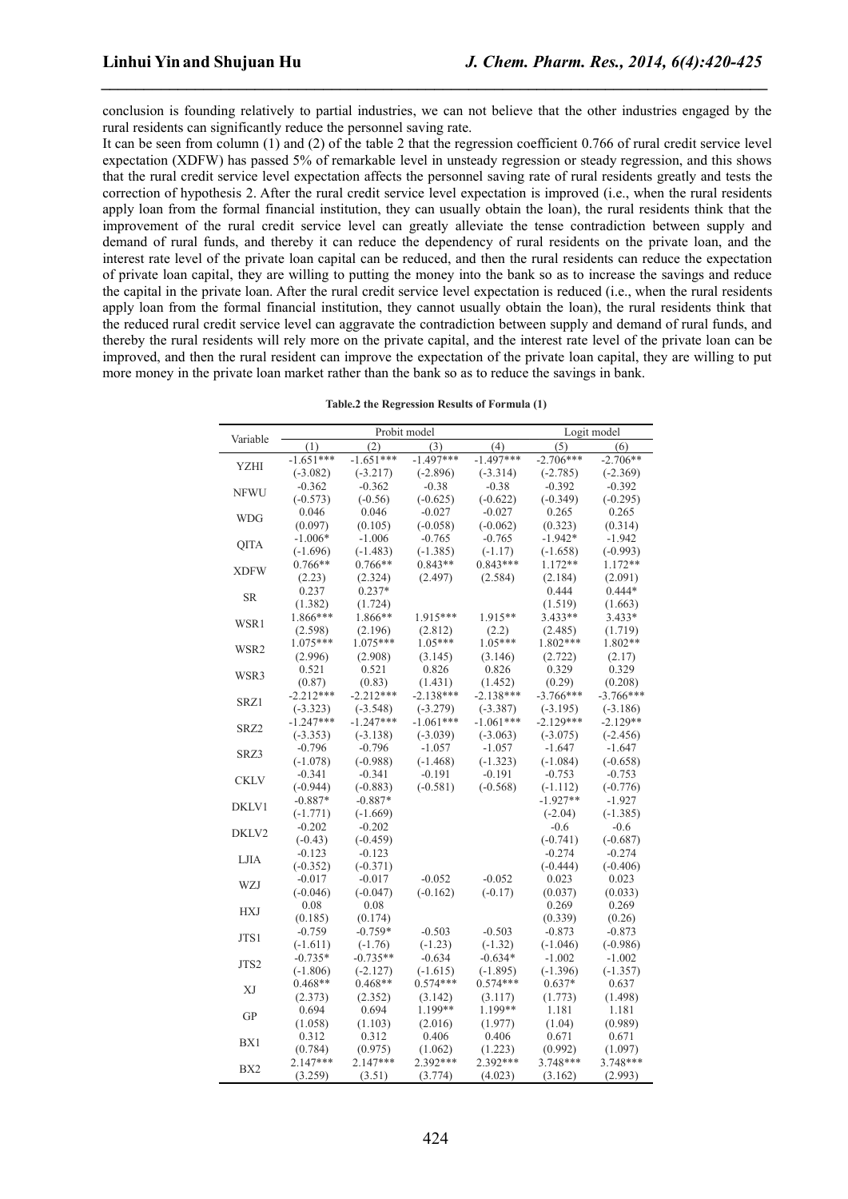conclusion is founding relatively to partial industries, we can not believe that the other industries engaged by the rural residents can significantly reduce the personnel saving rate.

It can be seen from column (1) and (2) of the table 2 that the regression coefficient 0.766 of rural credit service level expectation (XDFW) has passed 5% of remarkable level in unsteady regression or steady regression, and this shows that the rural credit service level expectation affects the personnel saving rate of rural residents greatly and tests the correction of hypothesis 2. After the rural credit service level expectation is improved (i.e., when the rural residents apply loan from the formal financial institution, they can usually obtain the loan), the rural residents think that the improvement of the rural credit service level can greatly alleviate the tense contradiction between supply and demand of rural funds, and thereby it can reduce the dependency of rural residents on the private loan, and the interest rate level of the private loan capital can be reduced, and then the rural residents can reduce the expectation of private loan capital, they are willing to putting the money into the bank so as to increase the savings and reduce the capital in the private loan. After the rural credit service level expectation is reduced (i.e., when the rural residents apply loan from the formal financial institution, they cannot usually obtain the loan), the rural residents think that the reduced rural credit service level can aggravate the contradiction between supply and demand of rural funds, and thereby the rural residents will rely more on the private capital, and the interest rate level of the private loan can be improved, and then the rural resident can improve the expectation of the private loan capital, they are willing to put more money in the private loan market rather than the bank so as to reduce the savings in bank.

**Table.2 the Regression Results of Formula (1)**

| Variable | Probit model | | | | Logit model | |
|---|---|---|---|---|---|---|
| | (1) | (2) | (3) | (4) | (5) | (6) |
| YZHI | -1.651*** | -1.651*** | -1.497*** | -1.497*** | -2.706*** | -2.706** |
| | (-3.082) | (-3.217) | (-2.896) | (-3.314) | (-2.785) | (-2.369) |
| NFWU | -0.362 | -0.362 | -0.38 | -0.38 | -0.392 | -0.392 |
| | (-0.573) | (-0.56) | (-0.625) | (-0.622) | (-0.349) | (-0.295) |
| WDG | 0.046 | 0.046 | -0.027 | -0.027 | 0.265 | 0.265 |
| | (0.097) | (0.105) | (-0.058) | (-0.062) | (0.323) | (0.314) |
| QITA | -1.006* | -1.006 | -0.765 | -0.765 | -1.942* | -1.942 |
| | (-1.696) | (-1.483) | (-1.385) | (-1.17) | (-1.658) | (-0.993) |
| XDFW | 0.766** | 0.766** | 0.843** | 0.843*** | 1.172** | 1.172** |
| | (2.23) | (2.324) | (2.497) | (2.584) | (2.184) | (2.091) |
| SR | 0.237 | 0.237* | | | 0.444 | 0.444* |
| | (1.382) | (1.724) | | | (1.519) | (1.663) |
| WSR1 | 1.866*** | 1.866** | 1.915*** | 1.915** | 3.433** | 3.433* |
| | (2.598) | (2.196) | (2.812) | (2.2) | (2.485) | (1.719) |
| WSR2 | 1.075*** | 1.075*** | 1.05*** | 1.05*** | 1.802*** | 1.802** |
| | (2.996) | (2.908) | (3.145) | (3.146) | (2.722) | (2.17) |
| WSR3 | 0.521 | 0.521 | 0.826 | 0.826 | 0.329 | 0.329 |
| | (0.87) | (0.83) | (1.431) | (1.452) | (0.29) | (0.208) |
| SRZ1 | -2.212*** | -2.212*** | -2.138*** | -2.138*** | -3.766*** | -3.766*** |
| | (-3.323) | (-3.548) | (-3.279) | (-3.387) | (-3.195) | (-3.186) |
| SRZ2 | -1.247*** | -1.247*** | -1.061*** | -1.061*** | -2.129*** | -2.129** |
| | (-3.353) | (-3.138) | (-3.039) | (-3.063) | (-3.075) | (-2.456) |
| SRZ3 | -0.796 | -0.796 | -1.057 | -1.057 | -1.647 | -1.647 |
| | (-1.078) | (-0.988) | (-1.468) | (-1.323) | (-1.084) | (-0.658) |
| CKLV | -0.341 | -0.341 | -0.191 | -0.191 | -0.753 | -0.753 |
| | (-0.944) | (-0.883) | (-0.581) | (-0.568) | (-1.112) | (-0.776) |
| DKLV1 | -0.887* | -0.887* | | | -1.927** | -1.927 |
| | (-1.771) | (-1.669) | | | (-2.04) | (-1.385) |
| DKLV2 | -0.202 | -0.202 | | | -0.6 | -0.6 |
| | (-0.43) | (-0.459) | | | (-0.741) | (-0.687) |
| LJIA | -0.123 | -0.123 | | | -0.274 | -0.274 |
| | (-0.352) | (-0.371) | | | (-0.444) | (-0.406) |
| WZJ | -0.017 | -0.017 | -0.052 | -0.052 | 0.023 | 0.023 |
| | (-0.046) | (-0.047) | (-0.162) | (-0.17) | (0.037) | (0.033) |
| HXJ | 0.08 | 0.08 | | | 0.269 | 0.269 |
| | (0.185) | (0.174) | | | (0.339) | (0.26) |
| JTS1 | -0.759 | -0.759* | -0.503 | -0.503 | -0.873 | -0.873 |
| | (-1.611) | (-1.76) | (-1.23) | (-1.32) | (-1.046) | (-0.986) |
| JTS2 | -0.735* | -0.735** | -0.634 | -0.634* | -1.002 | -1.002 |
| | (-1.806) | (-2.127) | (-1.615) | (-1.895) | (-1.396) | (-1.357) |
| XJ | 0.468** | 0.468** | 0.574*** | 0.574*** | 0.637* | 0.637 |
| | (2.373) | (2.352) | (3.142) | (3.117) | (1.773) | (1.498) |
| GP | 0.694 | 0.694 | 1.199** | 1.199** | 1.181 | 1.181 |
| | (1.058) | (1.103) | (2.016) | (1.977) | (1.04) | (0.989) |
| BX1 | 0.312 | 0.312 | 0.406 | 0.406 | 0.671 | 0.671 |
| | (0.784) | (0.975) | (1.062) | (1.223) | (0.992) | (1.097) |
| BX2 | 2.147*** | 2.147*** | 2.392*** | 2.392*** | 3.748*** | 3.748*** |
| | (3.259) | (3.51) | (3.774) | (4.023) | (3.162) | (2.993) |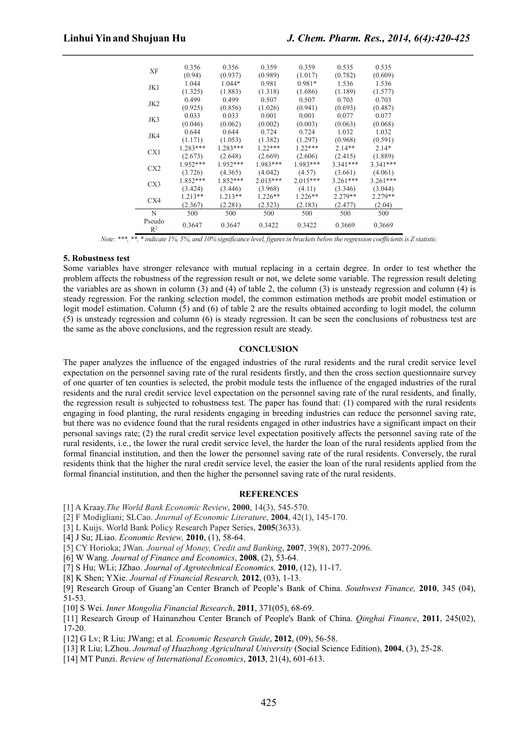| | | | | | | |
|---|---|---|---|---|---|---|
| XF | 0.356 | 0.356 | 0.359 | 0.359 | 0.535 | 0.535 |
| | (0.94) | (0.937) | (0.989) | (1.017) | (0.782) | (0.609) |
| JK1 | 1.044 | 1.044* | 0.981 | 0.981* | 1.536 | 1.536 |
| | (1.325) | (1.883) | (1.318) | (1.686) | (1.189) | (1.577) |
| JK2 | 0.499 | 0.499 | 0.507 | 0.507 | 0.703 | 0.703 |
| | (0.925) | (0.856) | (1.026) | (0.941) | (0.693) | (0.487) |
| JK3 | 0.033 | 0.033 | 0.001 | 0.001 | 0.077 | 0.077 |
| | (0.046) | (0.062) | (0.002) | (0.003) | (0.063) | (0.068) |
| JK4 | 0.644 | 0.644 | 0.724 | 0.724 | 1.032 | 1.032 |
| | (1.171) | (1.053) | (1.382) | (1.297) | (0.968) | (0.591) |
| CX1 | 1.283*** | 1.283*** | 1.22*** | 1.22*** | 2.14** | 2.14* |
| | (2.673) | (2.648) | (2.669) | (2.606) | (2.415) | (1.889) |
| CX2 | 1.952*** | 1.952*** | 1.983*** | 1.983*** | 3.341*** | 3.341*** |
| | (3.726) | (4.365) | (4.042) | (4.57) | (3.661) | (4.061) |
| CX3 | 1.852*** | 1.852*** | 2.015*** | 2.015*** | 3.261*** | 3.261*** |
| | (3.424) | (3.446) | (3.968) | (4.11) | (3.346) | (3.044) |
| CX4 | 1.213** | 1.213** | 1.226** | 1.226** | 2.279** | 2.279** |
| | (2.367) | (2.281) | (2.523) | (2.183) | (2.477) | (2.04) |
| N | 500 | 500 | 500 | 500 | 500 | 500 |
| Pseudo $R^2$ | 0.3647 | 0.3647 | 0.3422 | 0.3422 | 0.3669 | 0.3669 |

*Note: \*\*\*, \*\*, \* indicate 1%, 5%, and 10% significance level, figures in brackets below the regression coefficients is Z statistic.*

### 5. Robustness test

Some variables have stronger relevance with mutual replacing in a certain degree. In order to test whether the problem affects the robustness of the regression result or not, we delete some variable. The regression result deleting the variables are as shown in column (3) and (4) of table 2, the column (3) is unsteady regression and column (4) is steady regression. For the ranking selection model, the common estimation methods are probit model estimation or logit model estimation. Column (5) and (6) of table 2 are the results obtained according to logit model, the column (5) is unsteady regression and column (6) is steady regression. It can be seen the conclusions of robustness test are the same as the above conclusions, and the regression result are steady.

## CONCLUSION

The paper analyzes the influence of the engaged industries of the rural residents and the rural credit service level expectation on the personnel saving rate of the rural residents firstly, and then the cross section questionnaire survey of one quarter of ten counties is selected, the probit module tests the influence of the engaged industries of the rural residents and the rural credit service level expectation on the personnel saving rate of the rural residents, and finally, the regression result is subjected to robustness test. The paper has found that: (1) compared with the rural residents engaging in food planting, the rural residents engaging in breeding industries can reduce the personnel saving rate, but there was no evidence found that the rural residents engaged in other industries have a significant impact on their personal savings rate; (2) the rural credit service level expectation positively affects the personnel saving rate of the rural residents, i.e., the lower the rural credit service level, the harder the loan of the rural residents applied from the formal financial institution, and then the lower the personnel saving rate of the rural residents. Conversely, the rural residents think that the higher the rural credit service level, the easier the loan of the rural residents applied from the formal financial institution, and then the higher the personnel saving rate of the rural residents.

## REFERENCES

[1] A Kraay. *The World Bank Economic Review*, **2000**, 14(3), 545-570.

[2] F Modigliani; SLCao. *Journal of Economic Literature*, **2004**, 42(1), 145-170.

[3] L Kuijs. World Bank Policy Research Paper Series, **2005**(3633).

[4] J Su; JLiao. *Economic Review,* **2010**, (1), 58-64.

[5] CY Horioka; JWan. *Journal of Money, Credit and Banking*, **2007**, 39(8), 2077-2096.

[6] W Wang. *Journal of Finance and Economics*, **2008**, (2), 53-64.

[7] S Hu; WLi; JZhao. *Journal of Agrotechnical Economics,* **2010**, (12), 11-17.

[8] K Shen; YXie. *Journal of Financial Research,* **2012**, (03), 1-13.

[9] Research Group of Guang'an Center Branch of People's Bank of China. *Southwest Finance,* **2010**, 345 (04), 51-53.

[10] S Wei. *Inner Mongolia Financial Research*, **2011**, 371(05), 68-69.

[11] Research Group of Hainanzhou Center Branch of People's Bank of China. *Qinghai Finance*, **2011**, 245(02), 17-20.

[12] G Lv; R Liu; JWang; et al. *Economic Research Guide*, **2012**, (09), 56-58.

[13] R Liu; LZhou. *Journal of Huazhong Agricultural University* (Social Science Edition), **2004**, (3), 25-28.

[14] MT Punzi. *Review of International Economics*, **2013**, 21(4), 601-613.